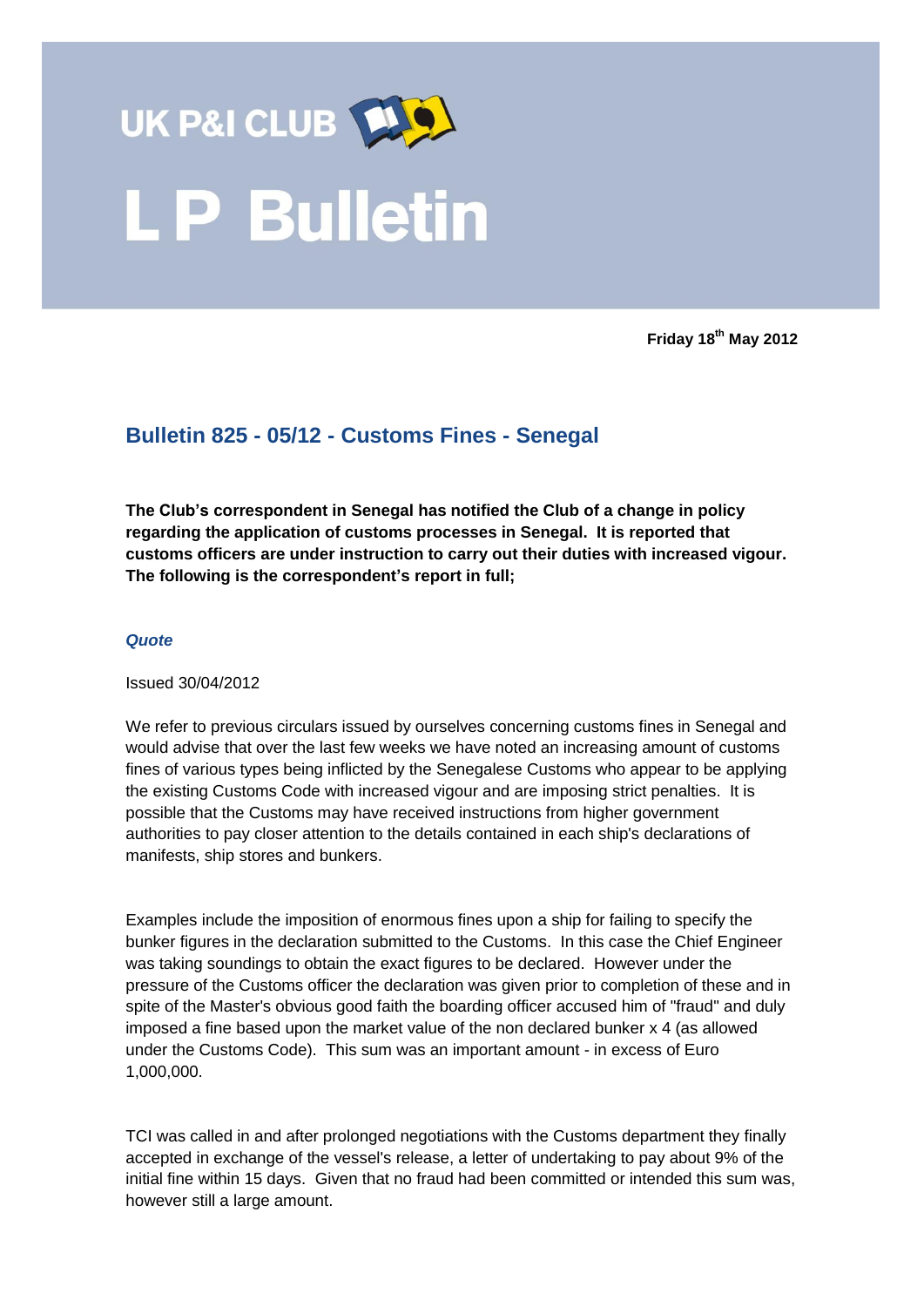# UK P&I CLUB

# L P Bulletin

**Friday 18th May 2012**

## Bulletin 825 - 05/12 - Customs Fines - Senegal

**The Club's correspondent in Senegal has notified the Club of a change in policy regarding the application of customs processes in Senegal. It is reported that customs officers are under instruction to carry out their duties with increased vigour. The following is the correspondent's report in full;**

***Quote***

Issued 30/04/2012

We refer to previous circulars issued by ourselves concerning customs fines in Senegal and would advise that over the last few weeks we have noted an increasing amount of customs fines of various types being inflicted by the Senegalese Customs who appear to be applying the existing Customs Code with increased vigour and are imposing strict penalties. It is possible that the Customs may have received instructions from higher government authorities to pay closer attention to the details contained in each ship's declarations of manifests, ship stores and bunkers.

Examples include the imposition of enormous fines upon a ship for failing to specify the bunker figures in the declaration submitted to the Customs. In this case the Chief Engineer was taking soundings to obtain the exact figures to be declared. However under the pressure of the Customs officer the declaration was given prior to completion of these and in spite of the Master's obvious good faith the boarding officer accused him of "fraud" and duly imposed a fine based upon the market value of the non declared bunker x 4 (as allowed under the Customs Code). This sum was an important amount - in excess of Euro 1,000,000.

TCI was called in and after prolonged negotiations with the Customs department they finally accepted in exchange of the vessel's release, a letter of undertaking to pay about 9% of the initial fine within 15 days. Given that no fraud had been committed or intended this sum was, however still a large amount.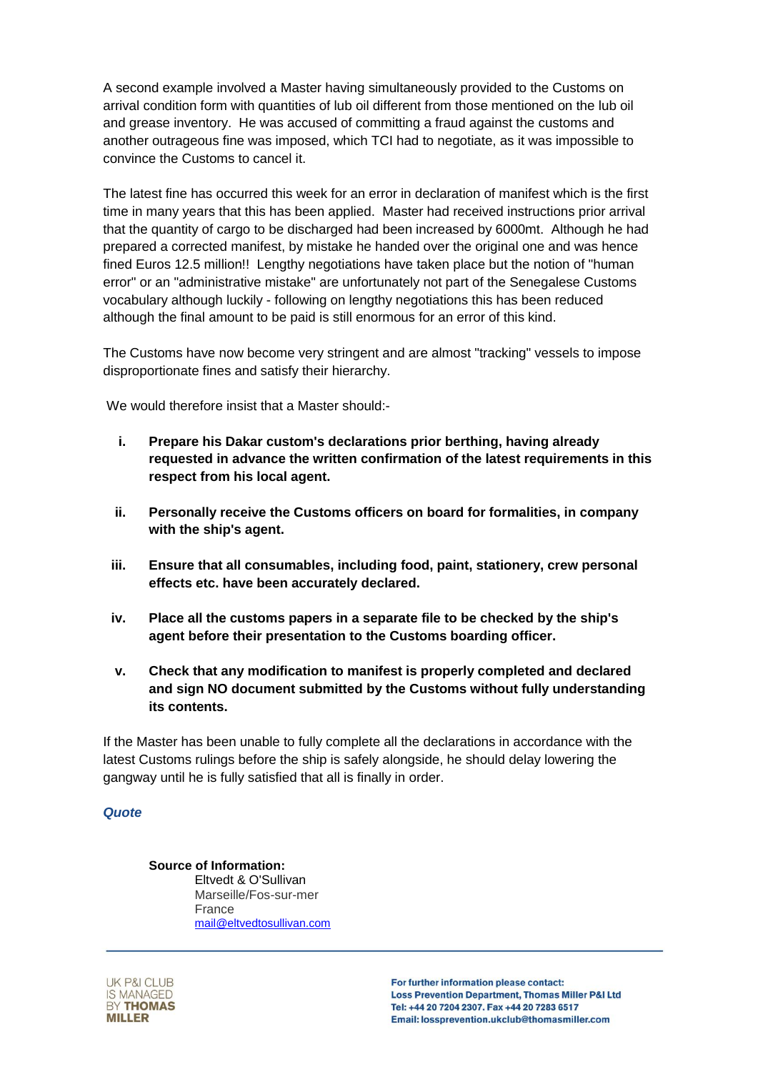A second example involved a Master having simultaneously provided to the Customs on arrival condition form with quantities of lub oil different from those mentioned on the lub oil and grease inventory. He was accused of committing a fraud against the customs and another outrageous fine was imposed, which TCI had to negotiate, as it was impossible to convince the Customs to cancel it.

The latest fine has occurred this week for an error in declaration of manifest which is the first time in many years that this has been applied. Master had received instructions prior arrival that the quantity of cargo to be discharged had been increased by 6000mt. Although he had prepared a corrected manifest, by mistake he handed over the original one and was hence fined Euros 12.5 million!! Lengthy negotiations have taken place but the notion of "human error" or an "administrative mistake" are unfortunately not part of the Senegalese Customs vocabulary although luckily - following on lengthy negotiations this has been reduced although the final amount to be paid is still enormous for an error of this kind.

The Customs have now become very stringent and are almost "tracking" vessels to impose disproportionate fines and satisfy their hierarchy.

We would therefore insist that a Master should:-

i. **Prepare his Dakar custom's declarations prior berthing, having already requested in advance the written confirmation of the latest requirements in this respect from his local agent.**

ii. **Personally receive the Customs officers on board for formalities, in company with the ship's agent.**

iii. **Ensure that all consumables, including food, paint, stationery, crew personal effects etc. have been accurately declared.**

iv. **Place all the customs papers in a separate file to be checked by the ship's agent before their presentation to the Customs boarding officer.**

v. **Check that any modification to manifest is properly completed and declared and sign NO document submitted by the Customs without fully understanding its contents.**

If the Master has been unable to fully complete all the declarations in accordance with the latest Customs rulings before the ship is safely alongside, he should delay lowering the gangway until he is fully satisfied that all is finally in order.

***Quote***

**Source of Information:**
Eltvedt & O'Sullivan
Marseille/Fos-sur-mer
France
mail@eltvedtosullivan.com

UK P&I CLUB IS MANAGED BY **THOMAS MILLER**

**For further information please contact:**
**Loss Prevention Department, Thomas Miller P&I Ltd**
**Tel: +44 20 7204 2307. Fax +44 20 7283 6517**
**Email: lossprevention.ukclub@thomasmiller.com**